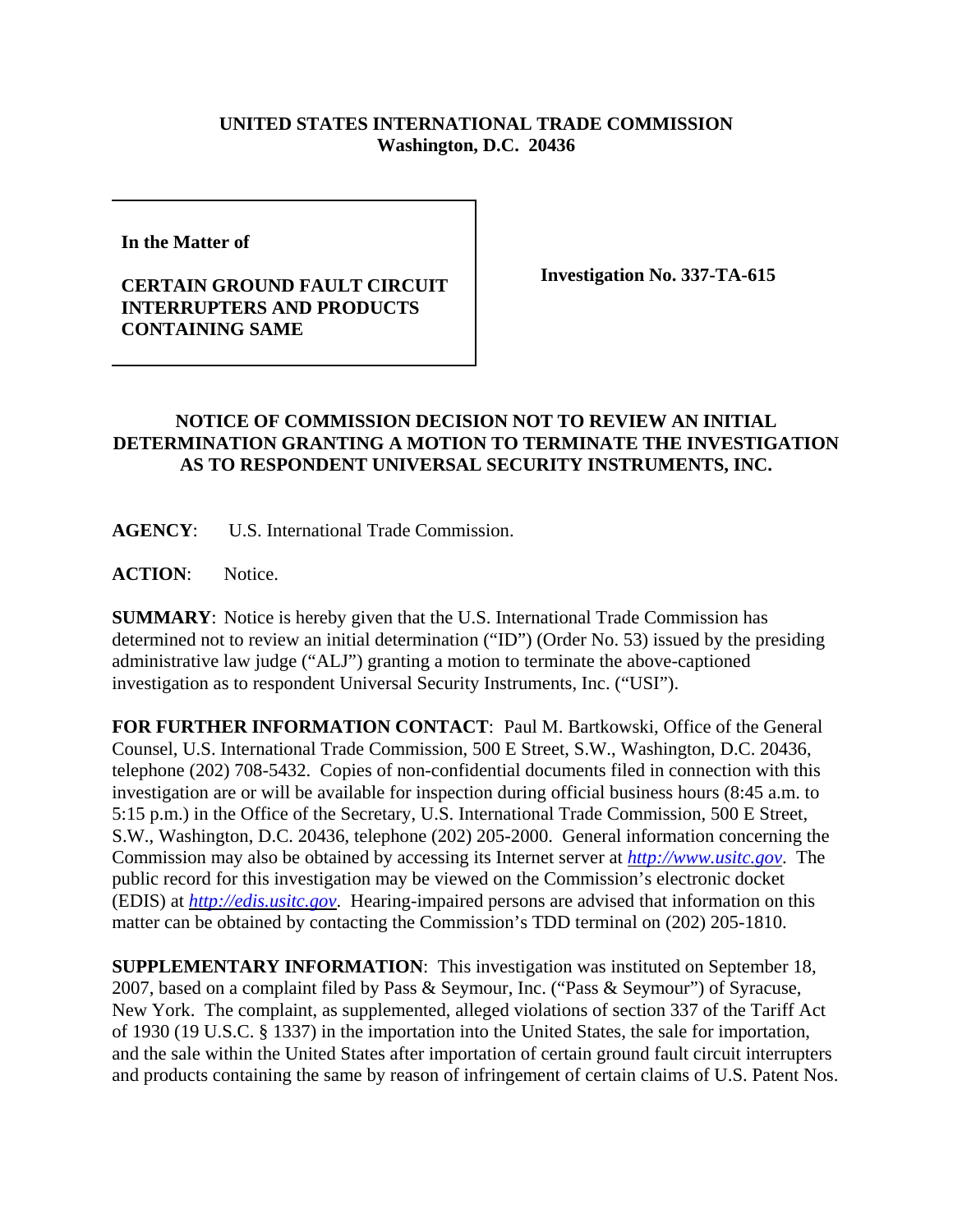**UNITED STATES INTERNATIONAL TRADE COMMISSION**
**Washington, D.C. 20436**

| | |
|---|---|
| **In the Matter of**<br><br>**CERTAIN GROUND FAULT CIRCUIT INTERRUPTERS AND PRODUCTS CONTAINING SAME** | **Investigation No. 337-TA-615** |

## NOTICE OF COMMISSION DECISION NOT TO REVIEW AN INITIAL DETERMINATION GRANTING A MOTION TO TERMINATE THE INVESTIGATION AS TO RESPONDENT UNIVERSAL SECURITY INSTRUMENTS, INC.

**AGENCY**: U.S. International Trade Commission.

**ACTION**: Notice.

**SUMMARY**: Notice is hereby given that the U.S. International Trade Commission has determined not to review an initial determination ("ID") (Order No. 53) issued by the presiding administrative law judge ("ALJ") granting a motion to terminate the above-captioned investigation as to respondent Universal Security Instruments, Inc. ("USI").

**FOR FURTHER INFORMATION CONTACT**: Paul M. Bartkowski, Office of the General Counsel, U.S. International Trade Commission, 500 E Street, S.W., Washington, D.C. 20436, telephone (202) 708-5432. Copies of non-confidential documents filed in connection with this investigation are or will be available for inspection during official business hours (8:45 a.m. to 5:15 p.m.) in the Office of the Secretary, U.S. International Trade Commission, 500 E Street, S.W., Washington, D.C. 20436, telephone (202) 205-2000. General information concerning the Commission may also be obtained by accessing its Internet server at *http://www.usitc.gov*. The public record for this investigation may be viewed on the Commission's electronic docket (EDIS) at *http://edis.usitc.gov*. Hearing-impaired persons are advised that information on this matter can be obtained by contacting the Commission's TDD terminal on (202) 205-1810.

**SUPPLEMENTARY INFORMATION**: This investigation was instituted on September 18, 2007, based on a complaint filed by Pass & Seymour, Inc. ("Pass & Seymour") of Syracuse, New York. The complaint, as supplemented, alleged violations of section 337 of the Tariff Act of 1930 (19 U.S.C. § 1337) in the importation into the United States, the sale for importation, and the sale within the United States after importation of certain ground fault circuit interrupters and products containing the same by reason of infringement of certain claims of U.S. Patent Nos.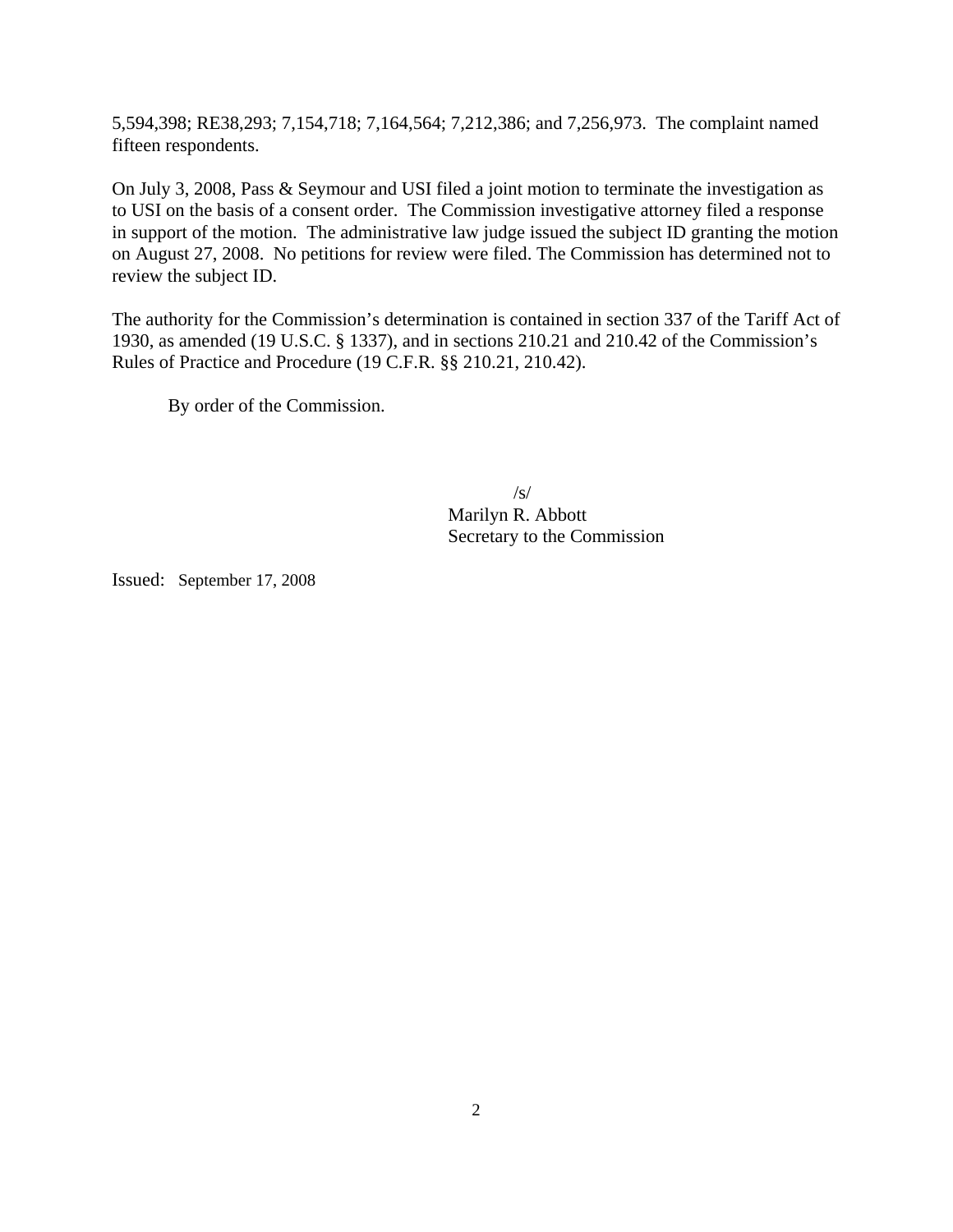5,594,398; RE38,293; 7,154,718; 7,164,564; 7,212,386; and 7,256,973. The complaint named fifteen respondents.

On July 3, 2008, Pass & Seymour and USI filed a joint motion to terminate the investigation as to USI on the basis of a consent order. The Commission investigative attorney filed a response in support of the motion. The administrative law judge issued the subject ID granting the motion on August 27, 2008. No petitions for review were filed. The Commission has determined not to review the subject ID.

The authority for the Commission's determination is contained in section 337 of the Tariff Act of 1930, as amended (19 U.S.C. § 1337), and in sections 210.21 and 210.42 of the Commission's Rules of Practice and Procedure (19 C.F.R. §§ 210.21, 210.42).

By order of the Commission.

/s/
Marilyn R. Abbott
Secretary to the Commission

Issued: September 17, 2008